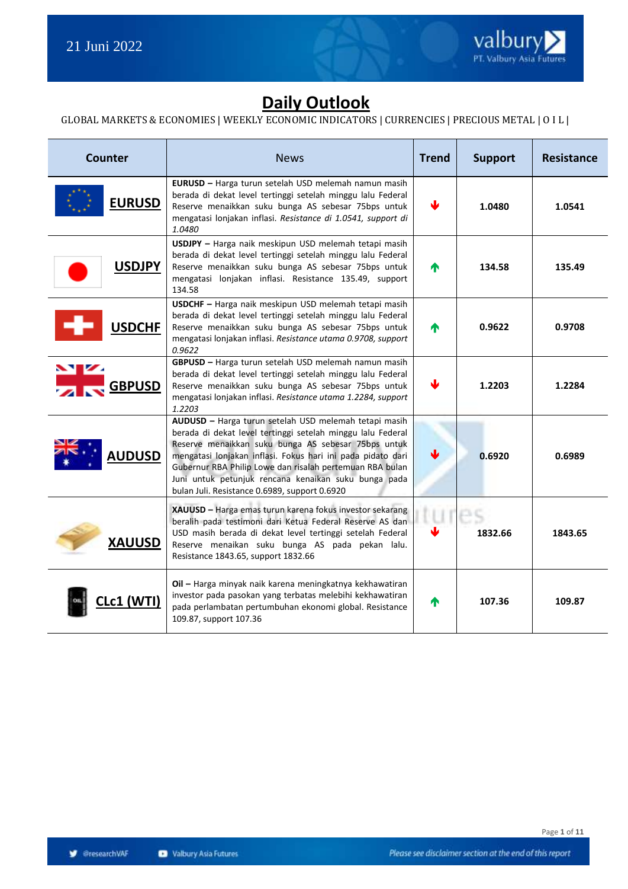21 Juni 2022

# Daily Outlook

GLOBAL MARKETS & ECONOMIES | WEEKLY ECONOMIC INDICATORS | CURRENCIES | PRECIOUS METAL | O I L |

| Counter | News | Trend | Support | Resistance |
|---|---|---|---|---|
| **EURUSD** | **EURUSD –** Harga turun setelah USD melemah namun masih berada di dekat level tertinggi setelah minggu lalu Federal Reserve menaikkan suku bunga AS sebesar 75bps untuk mengatasi lonjakan inflasi. *Resistance di 1.0541, support di 1.0480* | ↓ | 1.0480 | 1.0541 |
| **USDJPY** | **USDJPY –** Harga naik meskipun USD melemah tetapi masih berada di dekat level tertinggi setelah minggu lalu Federal Reserve menaikkan suku bunga AS sebesar 75bps untuk mengatasi lonjakan inflasi. Resistance 135.49, support 134.58 | ↑ | 134.58 | 135.49 |
| **USDCHF** | **USDCHF –** Harga naik meskipun USD melemah tetapi masih berada di dekat level tertinggi setelah minggu lalu Federal Reserve menaikkan suku bunga AS sebesar 75bps untuk mengatasi lonjakan inflasi. *Resistance utama 0.9708, support 0.9622* | ↑ | 0.9622 | 0.9708 |
| **GBPUSD** | **GBPUSD –** Harga turun setelah USD melemah namun masih berada di dekat level tertinggi setelah minggu lalu Federal Reserve menaikkan suku bunga AS sebesar 75bps untuk mengatasi lonjakan inflasi. *Resistance utama 1.2284, support 1.2203* | ↓ | 1.2203 | 1.2284 |
| **AUDUSD** | **AUDUSD –** Harga turun setelah USD melemah tetapi masih berada di dekat level tertinggi setelah minggu lalu Federal Reserve menaikkan suku bunga AS sebesar 75bps untuk mengatasi lonjakan inflasi. Fokus hari ini pada pidato dari Gubernur RBA Philip Lowe dan risalah pertemuan RBA bulan Juni untuk petunjuk rencana kenaikan suku bunga pada bulan Juli. Resistance 0.6989, support 0.6920 | ↓ | 0.6920 | 0.6989 |
| **XAUUSD** | **XAUUSD –** Harga emas turun karena fokus investor sekarang beralih pada testimoni dari Ketua Federal Reserve AS dan USD masih berada di dekat level tertinggi setelah Federal Reserve menaikan suku bunga AS pada pekan lalu. Resistance 1843.65, support 1832.66 | ↓ | 1832.66 | 1843.65 |
| **CLc1 (WTI)** | **Oil –** Harga minyak naik karena meningkatnya kekhawatiran investor pada pasokan yang terbatas melebihi kekhawatiran pada perlambatan pertumbuhan ekonomi global. Resistance 109.87, support 107.36 | ↑ | 107.36 | 109.87 |

@researchVAF | Valbury Asia Futures | *Please see disclaimer section at the end of this report*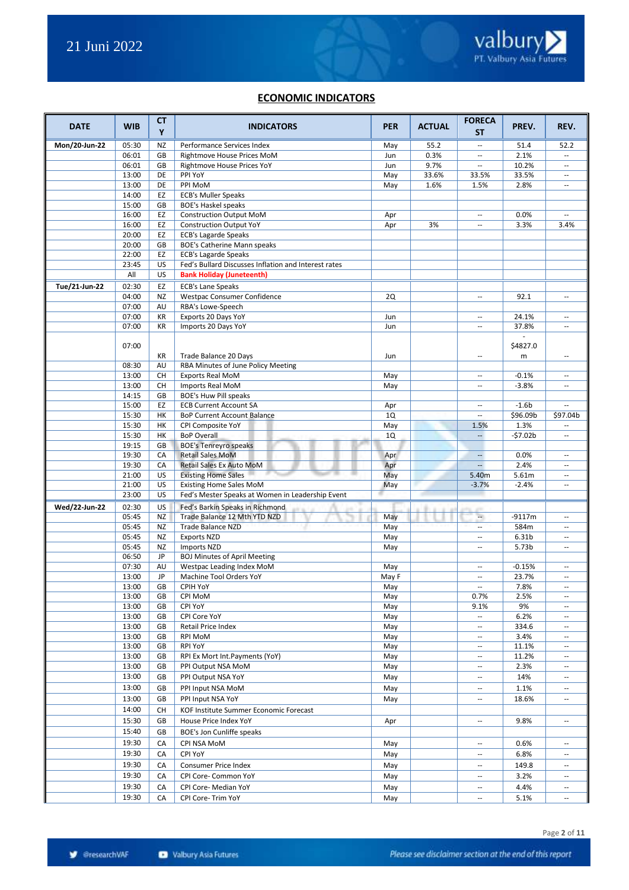## ECONOMIC INDICATORS

| DATE | WIB | CTY | INDICATORS | PER | ACTUAL | FORECAST | PREV. | REV. |
|---|---|---|---|---|---|---|---|---|
| Mon/20-Jun-22 | 05:30 | NZ | Performance Services Index | May | 55.2 | -- | 51.4 | 52.2 |
| | 06:01 | GB | Rightmove House Prices MoM | Jun | 0.3% | -- | 2.1% | -- |
| | 06:01 | GB | Rightmove House Prices YoY | Jun | 9.7% | -- | 10.2% | -- |
| | 13:00 | DE | PPI YoY | May | 33.6% | 33.5% | 33.5% | -- |
| | 13:00 | DE | PPI MoM | May | 1.6% | 1.5% | 2.8% | -- |
| | 14:00 | EZ | ECB's Muller Speaks | | | | | |
| | 15:00 | GB | BOE's Haskel speaks | | | | | |
| | 16:00 | EZ | Construction Output MoM | Apr | | -- | 0.0% | -- |
| | 16:00 | EZ | Construction Output YoY | Apr | 3% | -- | 3.3% | 3.4% |
| | 20:00 | EZ | ECB's Lagarde Speaks | | | | | |
| | 20:00 | GB | BOE's Catherine Mann speaks | | | | | |
| | 22:00 | EZ | ECB's Lagarde Speaks | | | | | |
| | 23:45 | US | Fed's Bullard Discusses Inflation and Interest rates | | | | | |
| | All | US | **Bank Holiday (Juneteenth)** | | | | | |
| Tue/21-Jun-22 | 02:30 | EZ | ECB's Lane Speaks | | | | | |
| | 04:00 | NZ | Westpac Consumer Confidence | 2Q | | -- | 92.1 | -- |
| | 07:00 | AU | RBA's Lowe-Speech | | | | | |
| | 07:00 | KR | Exports 20 Days YoY | Jun | | -- | 24.1% | -- |
| | 07:00 | KR | Imports 20 Days YoY | Jun | | -- | 37.8% | -- |
| | 07:00 | KR | Trade Balance 20 Days | Jun | | -- | -$4827.0m | -- |
| | 08:30 | AU | RBA Minutes of June Policy Meeting | | | | | |
| | 13:00 | CH | Exports Real MoM | May | | -- | -0.1% | -- |
| | 13:00 | CH | Imports Real MoM | May | | -- | -3.8% | -- |
| | 14:15 | GB | BOE's Huw Pill speaks | | | | | |
| | 15:00 | EZ | ECB Current Account SA | Apr | | -- | -1.6b | -- |
| | 15:30 | HK | BoP Current Account Balance | 1Q | | -- | $96.09b | $97.04b |
| | 15:30 | HK | CPI Composite YoY | May | | 1.5% | 1.3% | -- |
| | 15:30 | HK | BoP Overall | 1Q | | -- | -$7.02b | -- |
| | 19:15 | GB | BOE's Tenreyro speaks | | | | | |
| | 19:30 | CA | Retail Sales MoM | Apr | | -- | 0.0% | -- |
| | 19:30 | CA | Retail Sales Ex Auto MoM | Apr | | -- | 2.4% | -- |
| | 21:00 | US | Existing Home Sales | May | | 5.40m | 5.61m | -- |
| | 21:00 | US | Existing Home Sales MoM | May | | -3.7% | -2.4% | -- |
| | 23:00 | US | Fed's Mester Speaks at Women in Leadership Event | | | | | |
| Wed/22-Jun-22 | 02:30 | US | Fed's Barkin Speaks in Richmond | | | | | |
| | 05:45 | NZ | Trade Balance 12 Mth YTD NZD | May | | -- | -9117m | -- |
| | 05:45 | NZ | Trade Balance NZD | May | | -- | 584m | -- |
| | 05:45 | NZ | Exports NZD | May | | -- | 6.31b | -- |
| | 05:45 | NZ | Imports NZD | May | | -- | 5.73b | -- |
| | 06:50 | JP | BOJ Minutes of April Meeting | | | | | |
| | 07:30 | AU | Westpac Leading Index MoM | May | | -- | -0.15% | -- |
| | 13:00 | JP | Machine Tool Orders YoY | May F | | -- | 23.7% | -- |
| | 13:00 | GB | CPIH YoY | May | | -- | 7.8% | -- |
| | 13:00 | GB | CPI MoM | May | | 0.7% | 2.5% | -- |
| | 13:00 | GB | CPI YoY | May | | 9.1% | 9% | -- |
| | 13:00 | GB | CPI Core YoY | May | | -- | 6.2% | -- |
| | 13:00 | GB | Retail Price Index | May | | -- | 334.6 | -- |
| | 13:00 | GB | RPI MoM | May | | -- | 3.4% | -- |
| | 13:00 | GB | RPI YoY | May | | -- | 11.1% | -- |
| | 13:00 | GB | RPI Ex Mort Int.Payments (YoY) | May | | -- | 11.2% | -- |
| | 13:00 | GB | PPI Output NSA MoM | May | | -- | 2.3% | -- |
| | 13:00 | GB | PPI Output NSA YoY | May | | -- | 14% | -- |
| | 13:00 | GB | PPI Input NSA MoM | May | | -- | 1.1% | -- |
| | 13:00 | GB | PPI Input NSA YoY | May | | -- | 18.6% | -- |
| | 14:00 | CH | KOF Institute Summer Economic Forecast | | | | | |
| | 15:30 | GB | House Price Index YoY | Apr | | -- | 9.8% | -- |
| | 15:40 | GB | BOE's Jon Cunliffe speaks | | | | | |
| | 19:30 | CA | CPI NSA MoM | May | | -- | 0.6% | -- |
| | 19:30 | CA | CPI YoY | May | | -- | 6.8% | -- |
| | 19:30 | CA | Consumer Price Index | May | | -- | 149.8 | -- |
| | 19:30 | CA | CPI Core- Common YoY | May | | -- | 3.2% | -- |
| | 19:30 | CA | CPI Core- Median YoY | May | | -- | 4.4% | -- |
| | 19:30 | CA | CPI Core- Trim YoY | May | | -- | 5.1% | -- |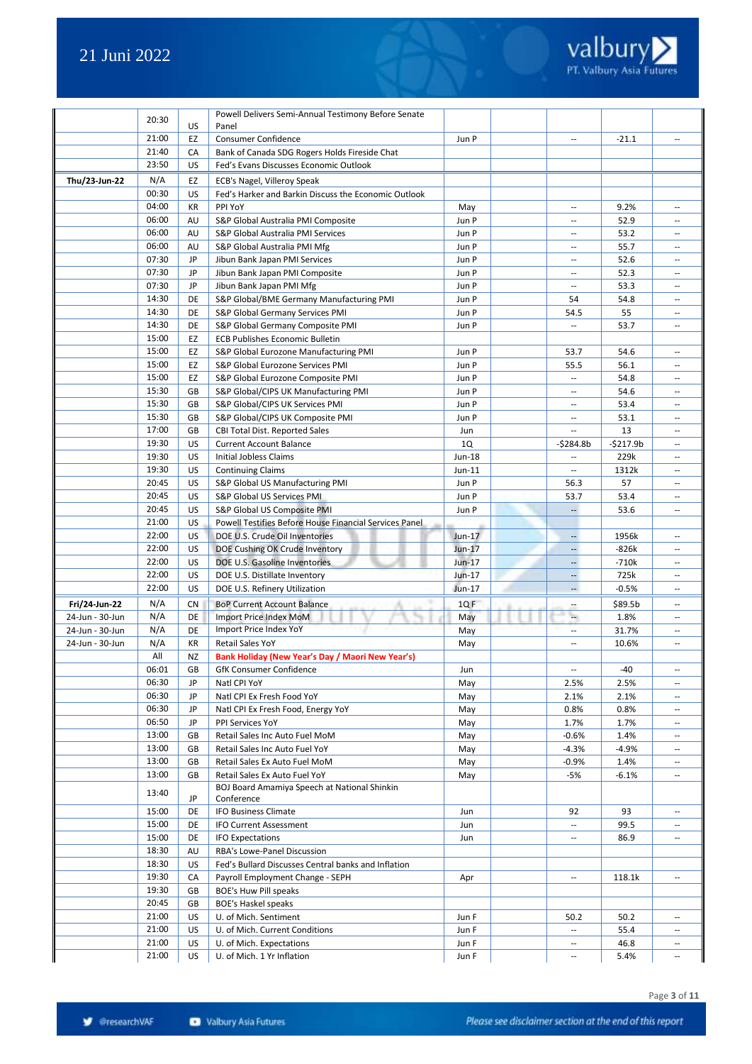| | | | | | | | | |
|---|---|---|---|---|---|---|---|---|
| | 20:30 | US | Powell Delivers Semi-Annual Testimony Before Senate Panel | | | | | |
| | 21:00 | EZ | Consumer Confidence | Jun P | | -- | -21.1 | -- |
| | 21:40 | CA | Bank of Canada SDG Rogers Holds Fireside Chat | | | | | |
| | 23:50 | US | Fed's Evans Discusses Economic Outlook | | | | | |
| **Thu/23-Jun-22** | N/A | EZ | ECB's Nagel, Villeroy Speak | | | | | |
| | 00:30 | US | Fed's Harker and Barkin Discuss the Economic Outlook | | | | | |
| | 04:00 | KR | PPI YoY | May | | -- | 9.2% | -- |
| | 06:00 | AU | S&P Global Australia PMI Composite | Jun P | | -- | 52.9 | -- |
| | 06:00 | AU | S&P Global Australia PMI Services | Jun P | | -- | 53.2 | -- |
| | 06:00 | AU | S&P Global Australia PMI Mfg | Jun P | | -- | 55.7 | -- |
| | 07:30 | JP | Jibun Bank Japan PMI Services | Jun P | | -- | 52.6 | -- |
| | 07:30 | JP | Jibun Bank Japan PMI Composite | Jun P | | -- | 52.3 | -- |
| | 07:30 | JP | Jibun Bank Japan PMI Mfg | Jun P | | -- | 53.3 | -- |
| | 14:30 | DE | S&P Global/BME Germany Manufacturing PMI | Jun P | | 54 | 54.8 | -- |
| | 14:30 | DE | S&P Global Germany Services PMI | Jun P | | 54.5 | 55 | -- |
| | 14:30 | DE | S&P Global Germany Composite PMI | Jun P | | -- | 53.7 | -- |
| | 15:00 | EZ | ECB Publishes Economic Bulletin | | | | | |
| | 15:00 | EZ | S&P Global Eurozone Manufacturing PMI | Jun P | | 53.7 | 54.6 | -- |
| | 15:00 | EZ | S&P Global Eurozone Services PMI | Jun P | | 55.5 | 56.1 | -- |
| | 15:00 | EZ | S&P Global Eurozone Composite PMI | Jun P | | -- | 54.8 | -- |
| | 15:30 | GB | S&P Global/CIPS UK Manufacturing PMI | Jun P | | -- | 54.6 | -- |
| | 15:30 | GB | S&P Global/CIPS UK Services PMI | Jun P | | -- | 53.4 | -- |
| | 15:30 | GB | S&P Global/CIPS UK Composite PMI | Jun P | | -- | 53.1 | -- |
| | 17:00 | GB | CBI Total Dist. Reported Sales | Jun | | -- | 13 | -- |
| | 19:30 | US | Current Account Balance | 1Q | | -$284.8b | -$217.9b | -- |
| | 19:30 | US | Initial Jobless Claims | Jun-18 | | -- | 229k | -- |
| | 19:30 | US | Continuing Claims | Jun-11 | | -- | 1312k | -- |
| | 20:45 | US | S&P Global US Manufacturing PMI | Jun P | | 56.3 | 57 | -- |
| | 20:45 | US | S&P Global US Services PMI | Jun P | | 53.7 | 53.4 | -- |
| | 20:45 | US | S&P Global US Composite PMI | Jun P | | -- | 53.6 | -- |
| | 21:00 | US | Powell Testifies Before House Financial Services Panel | | | | | |
| | 22:00 | US | DOE U.S. Crude Oil Inventories | Jun-17 | | -- | 1956k | -- |
| | 22:00 | US | DOE Cushing OK Crude Inventory | Jun-17 | | -- | -826k | -- |
| | 22:00 | US | DOE U.S. Gasoline Inventories | Jun-17 | | -- | -710k | -- |
| | 22:00 | US | DOE U.S. Distillate Inventory | Jun-17 | | -- | 725k | -- |
| | 22:00 | US | DOE U.S. Refinery Utilization | Jun-17 | | -- | -0.5% | -- |
| **Fri/24-Jun-22** | N/A | CN | BoP Current Account Balance | 1Q F | | -- | $89.5b | -- |
| 24-Jun - 30-Jun | N/A | DE | Import Price Index MoM | May | | -- | 1.8% | -- |
| 24-Jun - 30-Jun | N/A | DE | Import Price Index YoY | May | | -- | 31.7% | -- |
| 24-Jun - 30-Jun | N/A | KR | Retail Sales YoY | May | | -- | 10.6% | -- |
| | All | NZ | **Bank Holiday (New Year's Day / Maori New Year's)** | | | | | |
| | 06:01 | GB | GfK Consumer Confidence | Jun | | -- | -40 | -- |
| | 06:30 | JP | Natl CPI YoY | May | | 2.5% | 2.5% | -- |
| | 06:30 | JP | Natl CPI Ex Fresh Food YoY | May | | 2.1% | 2.1% | -- |
| | 06:30 | JP | Natl CPI Ex Fresh Food, Energy YoY | May | | 0.8% | 0.8% | -- |
| | 06:50 | JP | PPI Services YoY | May | | 1.7% | 1.7% | -- |
| | 13:00 | GB | Retail Sales Inc Auto Fuel MoM | May | | -0.6% | 1.4% | -- |
| | 13:00 | GB | Retail Sales Inc Auto Fuel YoY | May | | -4.3% | -4.9% | -- |
| | 13:00 | GB | Retail Sales Ex Auto Fuel MoM | May | | -0.9% | 1.4% | -- |
| | 13:00 | GB | Retail Sales Ex Auto Fuel YoY | May | | -5% | -6.1% | -- |
| | 13:40 | JP | BOJ Board Amamiya Speech at National Shinkin Conference | | | | | |
| | 15:00 | DE | IFO Business Climate | Jun | | 92 | 93 | -- |
| | 15:00 | DE | IFO Current Assessment | Jun | | -- | 99.5 | -- |
| | 15:00 | DE | IFO Expectations | Jun | | -- | 86.9 | -- |
| | 18:30 | AU | RBA's Lowe-Panel Discussion | | | | | |
| | 18:30 | US | Fed's Bullard Discusses Central banks and Inflation | | | | | |
| | 19:30 | CA | Payroll Employment Change - SEPH | Apr | | -- | 118.1k | -- |
| | 19:30 | GB | BOE's Huw Pill speaks | | | | | |
| | 20:45 | GB | BOE's Haskel speaks | | | | | |
| | 21:00 | US | U. of Mich. Sentiment | Jun F | | 50.2 | 50.2 | -- |
| | 21:00 | US | U. of Mich. Current Conditions | Jun F | | -- | 55.4 | -- |
| | 21:00 | US | U. of Mich. Expectations | Jun F | | -- | 46.8 | -- |
| | 21:00 | US | U. of Mich. 1 Yr Inflation | Jun F | | -- | 5.4% | -- |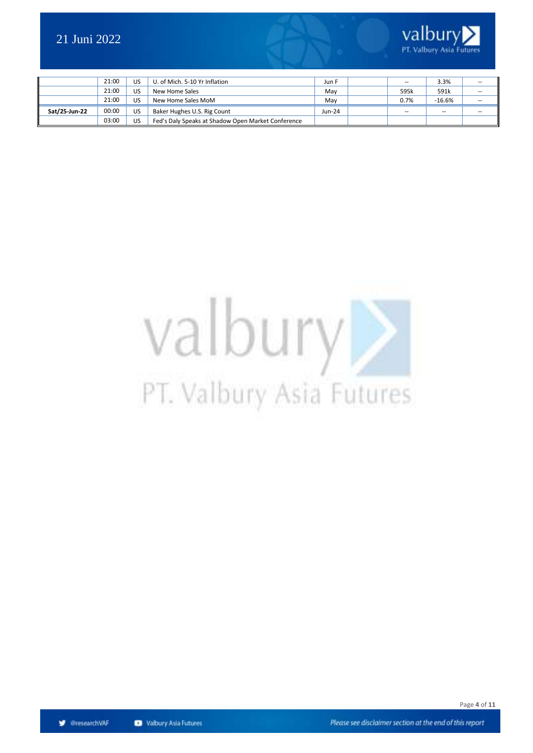| | | | | | | | | |
|---|---|---|---|---|---|---|---|---|
| | 21:00 | US | U. of Mich. 5-10 Yr Inflation | Jun F | | -- | 3.3% | -- |
| | 21:00 | US | New Home Sales | May | | 595k | 591k | -- |
| | 21:00 | US | New Home Sales MoM | May | | 0.7% | -16.6% | -- |
| **Sat/25-Jun-22** | 00:00 | US | Baker Hughes U.S. Rig Count | Jun-24 | | -- | -- | -- |
| | 03:00 | US | Fed's Daly Speaks at Shadow Open Market Conference | | | | | |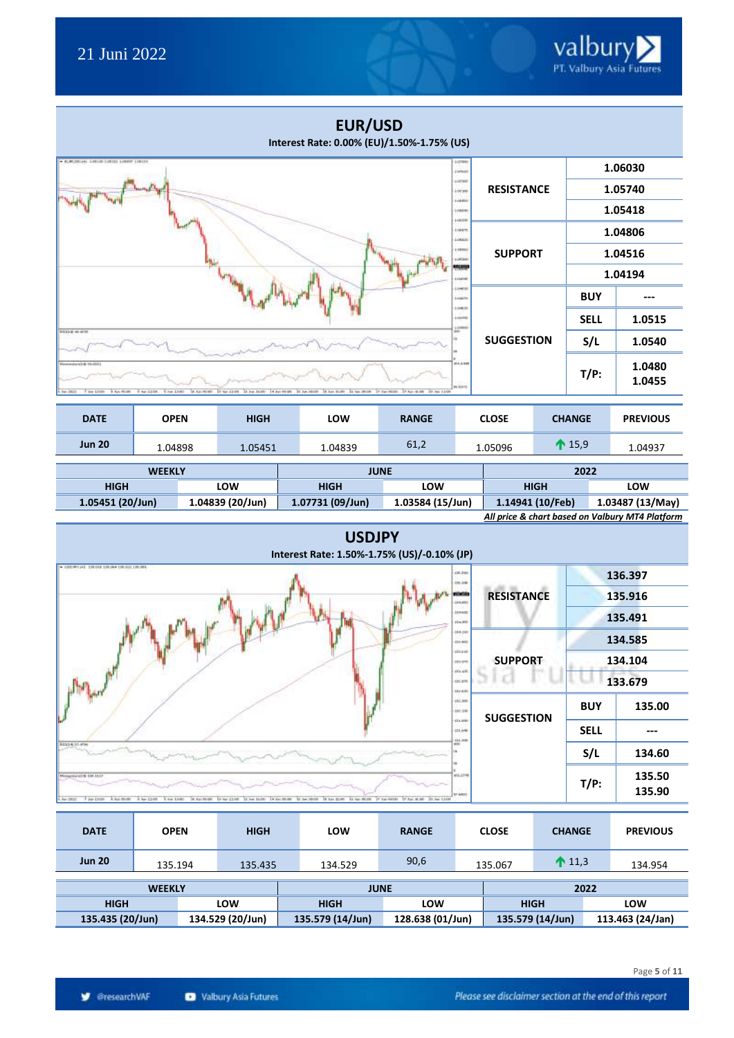21 Juni 2022

## EUR/USD

**Interest Rate: 0.00% (EU)/1.50%-1.75% (US)**

| | | |
|---|---|---|
| **RESISTANCE** | 1.06030 | |
| | 1.05740 | |
| | 1.05418 | |
| **SUPPORT** | 1.04806 | |
| | 1.04516 | |
| | 1.04194 | |
| **SUGGESTION** | **BUY** | --- |
| | **SELL** | 1.0515 |
| | **S/L** | 1.0540 |
| | **T/P:** | 1.0480<br>1.0455 |

| DATE | OPEN | HIGH | LOW | RANGE | CLOSE | CHANGE | PREVIOUS |
|---|---|---|---|---|---|---|---|
| **Jun 20** | 1.04898 | 1.05451 | 1.04839 | 61,2 | 1.05096 | ↑ 15,9 | 1.04937 |

| WEEKLY | | JUNE | | 2022 | |
|---|---|---|---|---|---|
| **HIGH** | **LOW** | **HIGH** | **LOW** | **HIGH** | **LOW** |
| **1.05451 (20/Jun)** | **1.04839 (20/Jun)** | **1.07731 (09/Jun)** | **1.03584 (15/Jun)** | **1.14941 (10/Feb)** | **1.03487 (13/May)** |

***All price & chart based on Valbury MT4 Platform***

## USDJPY

**Interest Rate: 1.50%-1.75% (US)/-0.10% (JP)**

| | | |
|---|---|---|
| **RESISTANCE** | 136.397 | |
| | 135.916 | |
| | 135.491 | |
| **SUPPORT** | 134.585 | |
| | 134.104 | |
| | 133.679 | |
| **SUGGESTION** | **BUY** | 135.00 |
| | **SELL** | --- |
| | **S/L** | 134.60 |
| | **T/P:** | 135.50<br>135.90 |

| DATE | OPEN | HIGH | LOW | RANGE | CLOSE | CHANGE | PREVIOUS |
|---|---|---|---|---|---|---|---|
| **Jun 20** | 135.194 | 135.435 | 134.529 | 90,6 | 135.067 | ↑ 11,3 | 134.954 |

| WEEKLY | | JUNE | | 2022 | |
|---|---|---|---|---|---|
| **HIGH** | **LOW** | **HIGH** | **LOW** | **HIGH** | **LOW** |
| **135.435 (20/Jun)** | **134.529 (20/Jun)** | **135.579 (14/Jun)** | **128.638 (01/Jun)** | **135.579 (14/Jun)** | **113.463 (24/Jan)** |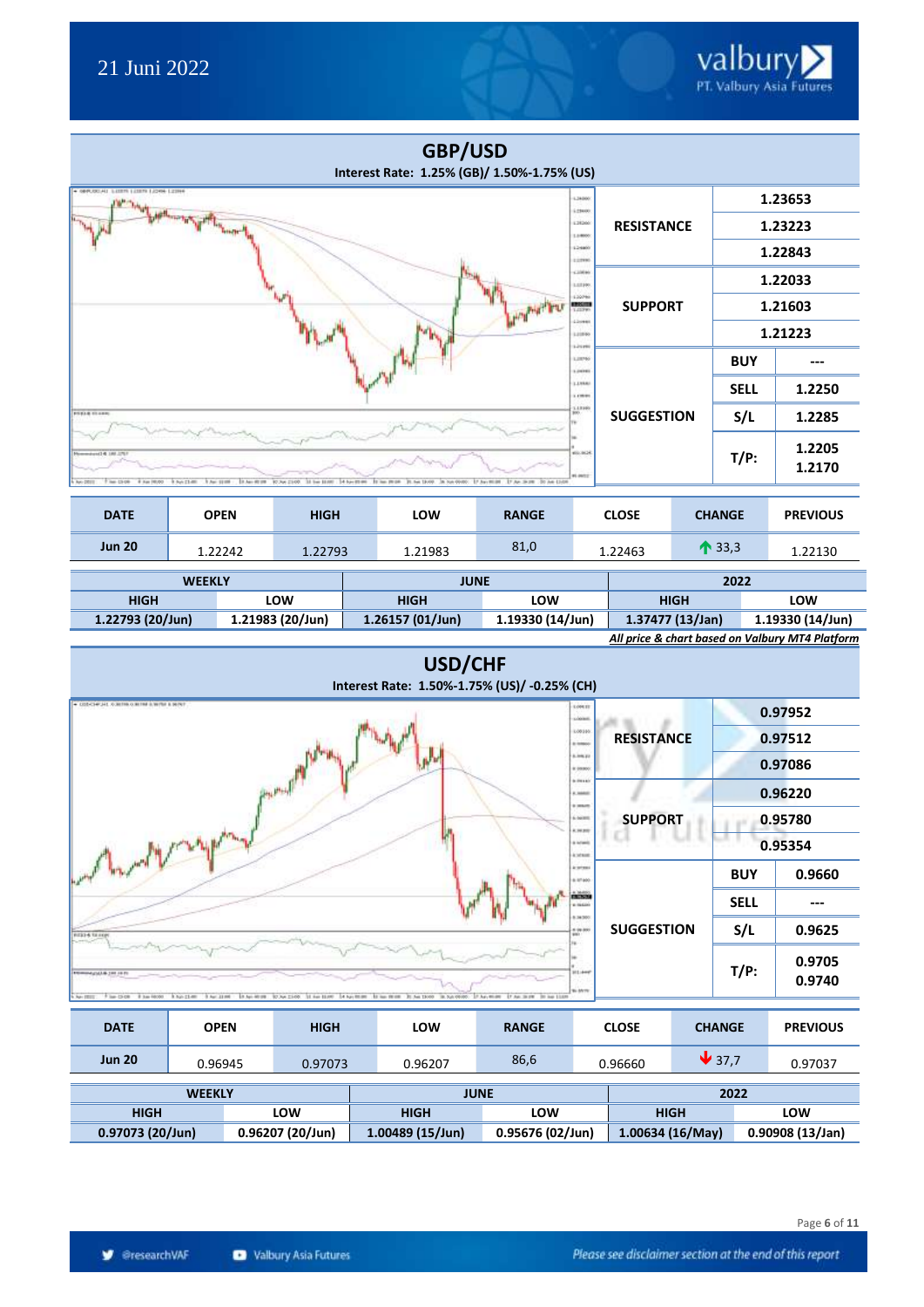21 Juni 2022

## GBP/USD

**Interest Rate: 1.25% (GB)/ 1.50%-1.75% (US)**

| | | |
|---|---|---|
| RESISTANCE | 1.23653 | |
| | 1.23223 | |
| | 1.22843 | |
| SUPPORT | 1.22033 | |
| | 1.21603 | |
| | 1.21223 | |
| SUGGESTION | BUY | --- |
| | SELL | 1.2250 |
| | S/L | 1.2285 |
| | T/P: | 1.2205<br>1.2170 |

| DATE | OPEN | HIGH | LOW | RANGE | CLOSE | CHANGE | PREVIOUS |
|---|---|---|---|---|---|---|---|
| Jun 20 | 1.22242 | 1.22793 | 1.21983 | 81,0 | 1.22463 | ↑ 33,3 | 1.22130 |

| WEEKLY | | JUNE | | 2022 | |
|---|---|---|---|---|---|
| HIGH | LOW | HIGH | LOW | HIGH | LOW |
| 1.22793 (20/Jun) | 1.21983 (20/Jun) | 1.26157 (01/Jun) | 1.19330 (14/Jun) | 1.37477 (13/Jan) | 1.19330 (14/Jun) |

*All price & chart based on Valbury MT4 Platform*

## USD/CHF

**Interest Rate: 1.50%-1.75% (US)/ -0.25% (CH)**

| | | |
|---|---|---|
| RESISTANCE | 0.97952 | |
| | 0.97512 | |
| | 0.97086 | |
| SUPPORT | 0.96220 | |
| | 0.95780 | |
| | 0.95354 | |
| SUGGESTION | BUY | 0.9660 |
| | SELL | --- |
| | S/L | 0.9625 |
| | T/P: | 0.9705<br>0.9740 |

| DATE | OPEN | HIGH | LOW | RANGE | CLOSE | CHANGE | PREVIOUS |
|---|---|---|---|---|---|---|---|
| Jun 20 | 0.96945 | 0.97073 | 0.96207 | 86,6 | 0.96660 | ↓ 37,7 | 0.97037 |

| WEEKLY | | JUNE | | 2022 | |
|---|---|---|---|---|---|
| HIGH | LOW | HIGH | LOW | HIGH | LOW |
| 0.97073 (20/Jun) | 0.96207 (20/Jun) | 1.00489 (15/Jun) | 0.95676 (02/Jun) | 1.00634 (16/May) | 0.90908 (13/Jan) |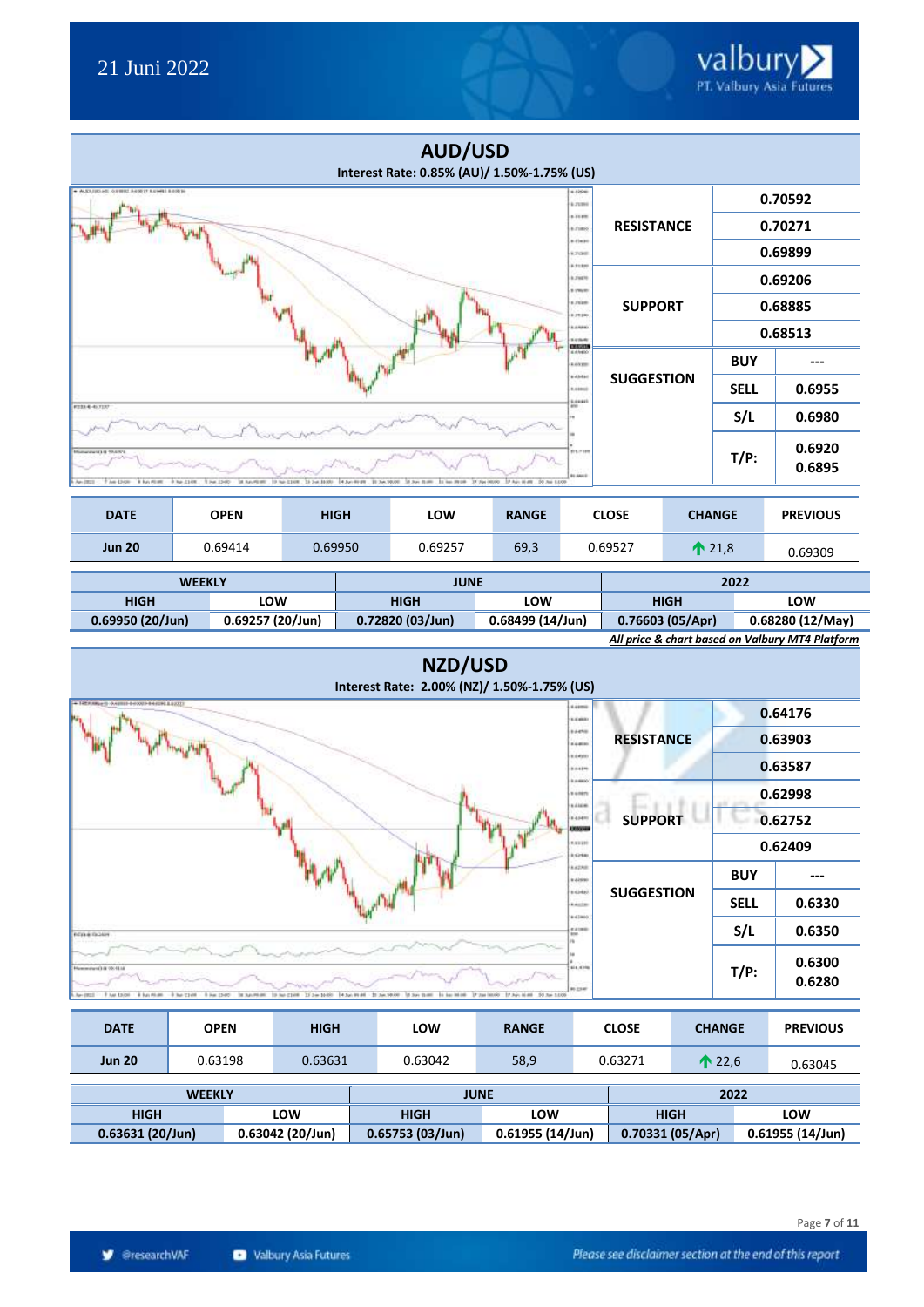21 Juni 2022

## AUD/USD

**Interest Rate: 0.85% (AU)/ 1.50%-1.75% (US)**

| | | |
|---|---|---|
| **RESISTANCE** | | 0.70592 |
| | | 0.70271 |
| | | 0.69899 |
| **SUPPORT** | | 0.69206 |
| | | 0.68885 |
| | | 0.68513 |
| **SUGGESTION** | **BUY** | --- |
| | **SELL** | 0.6955 |
| | **S/L** | 0.6980 |
| | **T/P:** | 0.6920<br>0.6895 |

| DATE | OPEN | HIGH | LOW | RANGE | CLOSE | CHANGE | PREVIOUS |
|---|---|---|---|---|---|---|---|
| **Jun 20** | 0.69414 | 0.69950 | 0.69257 | 69,3 | 0.69527 | ↑ 21,8 | 0.69309 |

| WEEKLY | | JUNE | | 2022 | |
|---|---|---|---|---|---|
| HIGH | LOW | HIGH | LOW | HIGH | LOW |
| **0.69950 (20/Jun)** | **0.69257 (20/Jun)** | **0.72820 (03/Jun)** | **0.68499 (14/Jun)** | **0.76603 (05/Apr)** | **0.68280 (12/May)** |

***All price & chart based on Valbury MT4 Platform***

## NZD/USD

**Interest Rate: 2.00% (NZ)/ 1.50%-1.75% (US)**

| | | |
|---|---|---|
| **RESISTANCE** | | 0.64176 |
| | | 0.63903 |
| | | 0.63587 |
| **SUPPORT** | | 0.62998 |
| | | 0.62752 |
| | | 0.62409 |
| **SUGGESTION** | **BUY** | --- |
| | **SELL** | 0.6330 |
| | **S/L** | 0.6350 |
| | **T/P:** | 0.6300<br>0.6280 |

| DATE | OPEN | HIGH | LOW | RANGE | CLOSE | CHANGE | PREVIOUS |
|---|---|---|---|---|---|---|---|
| **Jun 20** | 0.63198 | 0.63631 | 0.63042 | 58,9 | 0.63271 | ↑ 22,6 | 0.63045 |

| WEEKLY | | JUNE | | 2022 | |
|---|---|---|---|---|---|
| HIGH | LOW | HIGH | LOW | HIGH | LOW |
| **0.63631 (20/Jun)** | **0.63042 (20/Jun)** | **0.65753 (03/Jun)** | **0.61955 (14/Jun)** | **0.70331 (05/Apr)** | **0.61955 (14/Jun)** |

@researchVAF Valbury Asia Futures

*Please see disclaimer section at the end of this report*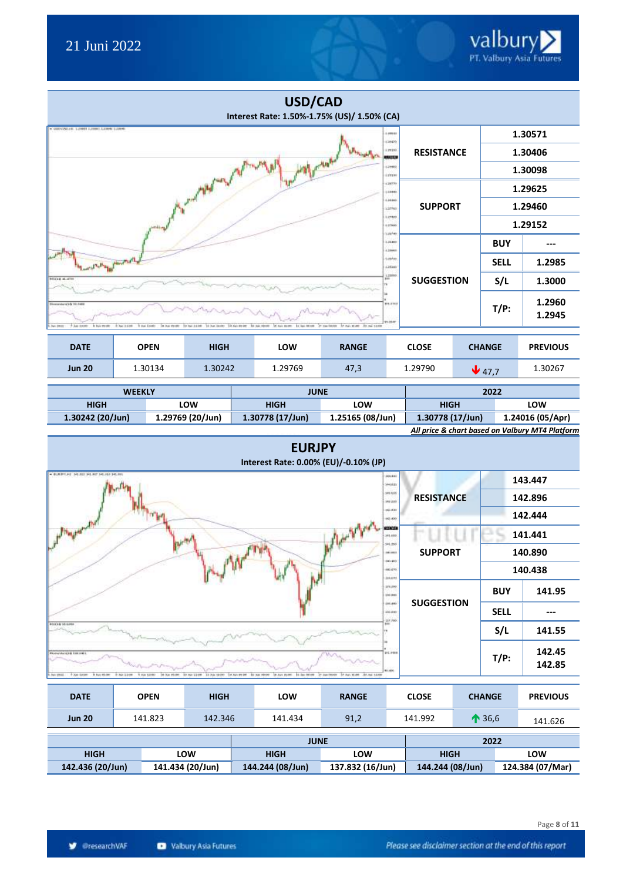## USD/CAD

**Interest Rate: 1.50%-1.75% (US)/ 1.50% (CA)**

| | | |
|---|---|---|
| **RESISTANCE** | | 1.30571 |
| | | 1.30406 |
| | | 1.30098 |
| **SUPPORT** | | 1.29625 |
| | | 1.29460 |
| | | 1.29152 |
| **SUGGESTION** | **BUY** | --- |
| | **SELL** | 1.2985 |
| | **S/L** | 1.3000 |
| | **T/P:** | 1.2960<br>1.2945 |

| DATE | OPEN | HIGH | LOW | RANGE | CLOSE | CHANGE | PREVIOUS |
|---|---|---|---|---|---|---|---|
| **Jun 20** | 1.30134 | 1.30242 | 1.29769 | 47,3 | 1.29790 | ↓ 47,7 | 1.30267 |

| WEEKLY | | JUNE | | 2022 | |
|---|---|---|---|---|---|
| HIGH | LOW | HIGH | LOW | HIGH | LOW |
| 1.30242 (20/Jun) | 1.29769 (20/Jun) | 1.30778 (17/Jun) | 1.25165 (08/Jun) | 1.30778 (17/Jun) | 1.24016 (05/Apr) |

*All price & chart based on Valbury MT4 Platform*

## EURJPY

**Interest Rate: 0.00% (EU)/-0.10% (JP)**

| | | |
|---|---|---|
| **RESISTANCE** | | 143.447 |
| | | 142.896 |
| | | 142.444 |
| **SUPPORT** | | 141.441 |
| | | 140.890 |
| | | 140.438 |
| **SUGGESTION** | **BUY** | 141.95 |
| | **SELL** | --- |
| | **S/L** | 141.55 |
| | **T/P:** | 142.45<br>142.85 |

| DATE | OPEN | HIGH | LOW | RANGE | CLOSE | CHANGE | PREVIOUS |
|---|---|---|---|---|---|---|---|
| **Jun 20** | 141.823 | 142.346 | 141.434 | 91,2 | 141.992 | ↑ 36,6 | 141.626 |

| | | JUNE | | 2022 | |
|---|---|---|---|---|---|
| HIGH | LOW | HIGH | LOW | HIGH | LOW |
| 142.436 (20/Jun) | 141.434 (20/Jun) | 144.244 (08/Jun) | 137.832 (16/Jun) | 144.244 (08/Jun) | 124.384 (07/Mar) |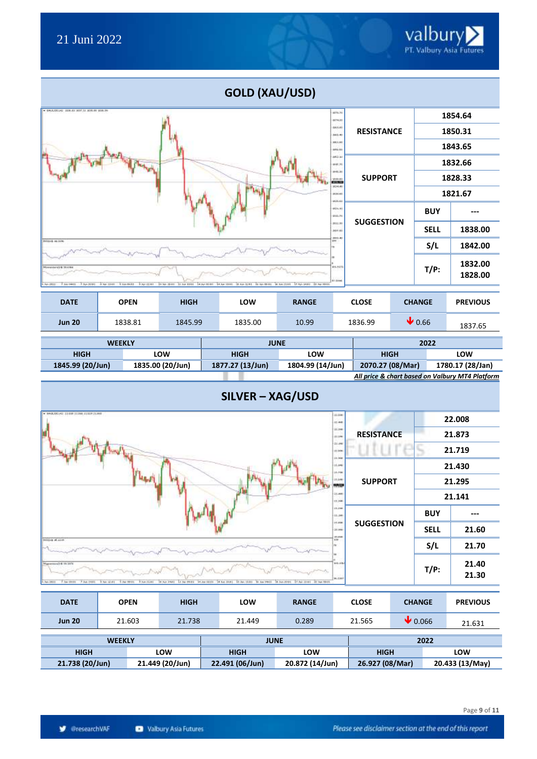## GOLD (XAU/USD)

| | | |
|---|---|---|
| RESISTANCE | | 1854.64 |
| | | 1850.31 |
| | | 1843.65 |
| SUPPORT | | 1832.66 |
| | | 1828.33 |
| | | 1821.67 |
| SUGGESTION | BUY | --- |
| | SELL | 1838.00 |
| | S/L | 1842.00 |
| | T/P: | 1832.00<br>1828.00 |

| DATE | OPEN | HIGH | LOW | RANGE | CLOSE | CHANGE | PREVIOUS |
|---|---|---|---|---|---|---|---|
| Jun 20 | 1838.81 | 1845.99 | 1835.00 | 10.99 | 1836.99 | ↓ 0.66 | 1837.65 |

| WEEKLY | | JUNE | | 2022 | |
|---|---|---|---|---|---|
| HIGH | LOW | HIGH | LOW | HIGH | LOW |
| 1845.99 (20/Jun) | 1835.00 (20/Jun) | 1877.27 (13/Jun) | 1804.99 (14/Jun) | 2070.27 (08/Mar) | 1780.17 (28/Jan) |

***All price & chart based on Valbury MT4 Platform***

## SILVER – XAG/USD

| | | |
|---|---|---|
| RESISTANCE | | 22.008 |
| | | 21.873 |
| | | 21.719 |
| SUPPORT | | 21.430 |
| | | 21.295 |
| | | 21.141 |
| SUGGESTION | BUY | --- |
| | SELL | 21.60 |
| | S/L | 21.70 |
| | T/P: | 21.40<br>21.30 |

| DATE | OPEN | HIGH | LOW | RANGE | CLOSE | CHANGE | PREVIOUS |
|---|---|---|---|---|---|---|---|
| Jun 20 | 21.603 | 21.738 | 21.449 | 0.289 | 21.565 | ↓ 0.066 | 21.631 |

| WEEKLY | | JUNE | | 2022 | |
|---|---|---|---|---|---|
| HIGH | LOW | HIGH | LOW | HIGH | LOW |
| 21.738 (20/Jun) | 21.449 (20/Jun) | 22.491 (06/Jun) | 20.872 (14/Jun) | 26.927 (08/Mar) | 20.433 (13/May) |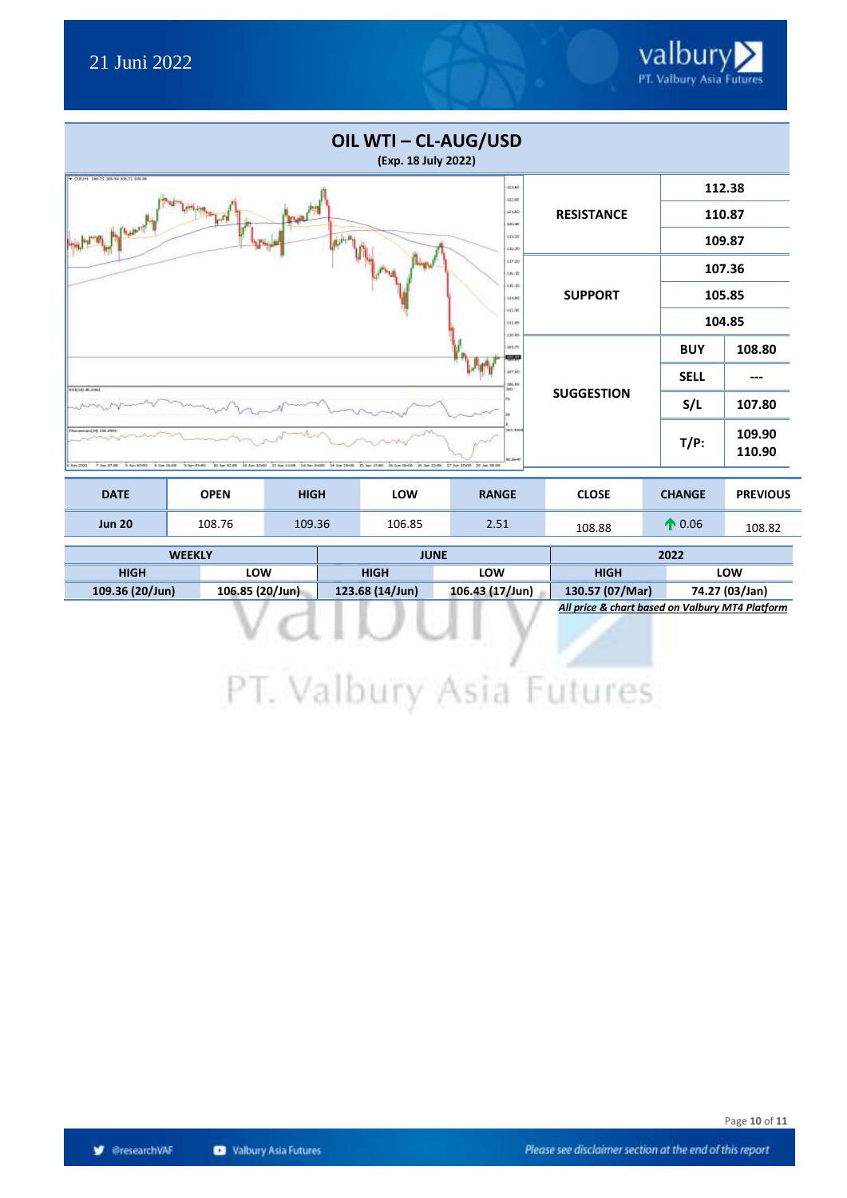# OIL WTI – CL-AUG/USD

**(Exp. 18 July 2022)**

| | | |
|---|---|---|
| **RESISTANCE** | **112.38** | |
| | **110.87** | |
| | **109.87** | |
| **SUPPORT** | **107.36** | |
| | **105.85** | |
| | **104.85** | |
| **SUGGESTION** | **BUY** | **108.80** |
| | **SELL** | **---** |
| | **S/L** | **107.80** |
| | **T/P:** | **109.90 110.90** |

| DATE | OPEN | HIGH | LOW | RANGE | CLOSE | CHANGE | PREVIOUS |
|---|---|---|---|---|---|---|---|
| **Jun 20** | 108.76 | 109.36 | 106.85 | 2.51 | 108.88 | ↑ 0.06 | 108.82 |

| WEEKLY | | JUNE | | 2022 | |
|---|---|---|---|---|---|
| HIGH | LOW | HIGH | LOW | HIGH | LOW |
| **109.36 (20/Jun)** | **106.85 (20/Jun)** | **123.68 (14/Jun)** | **106.43 (17/Jun)** | **130.57 (07/Mar)** | **74.27 (03/Jan)** |

***All price & chart based on Valbury MT4 Platform***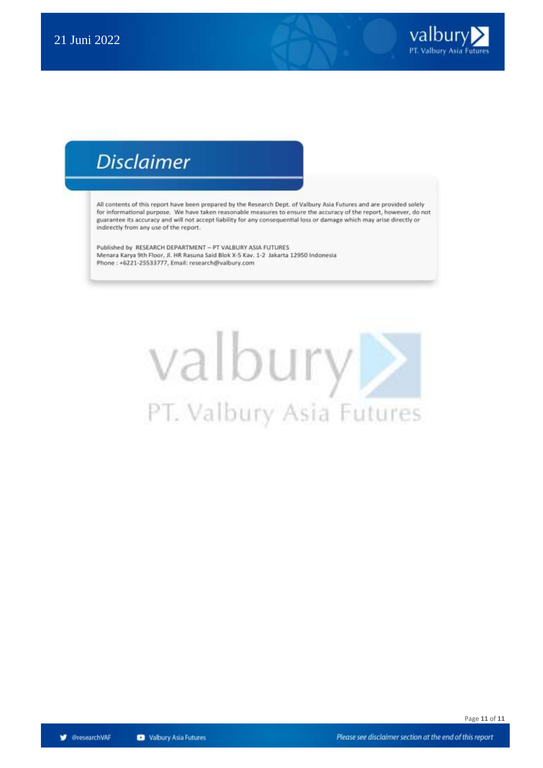## Disclaimer

All contents of this report have been prepared by the Research Dept. of Valbury Asia Futures and are provided solely for informational purpose. We have taken reasonable measures to ensure the accuracy of the report, however, do not guarantee its accuracy and will not accept liability for any consequential loss or damage which may arise directly or indirectly from any use of the report.

Published by RESEARCH DEPARTMENT – PT VALBURY ASIA FUTURES
Menara Karya 9th Floor, Jl. HR Rasuna Said Blok X-5 Kav. 1-2 Jakarta 12950 Indonesia
Phone : +6221-25533777, Email: research@valbury.com

valbury
PT. Valbury Asia Futures